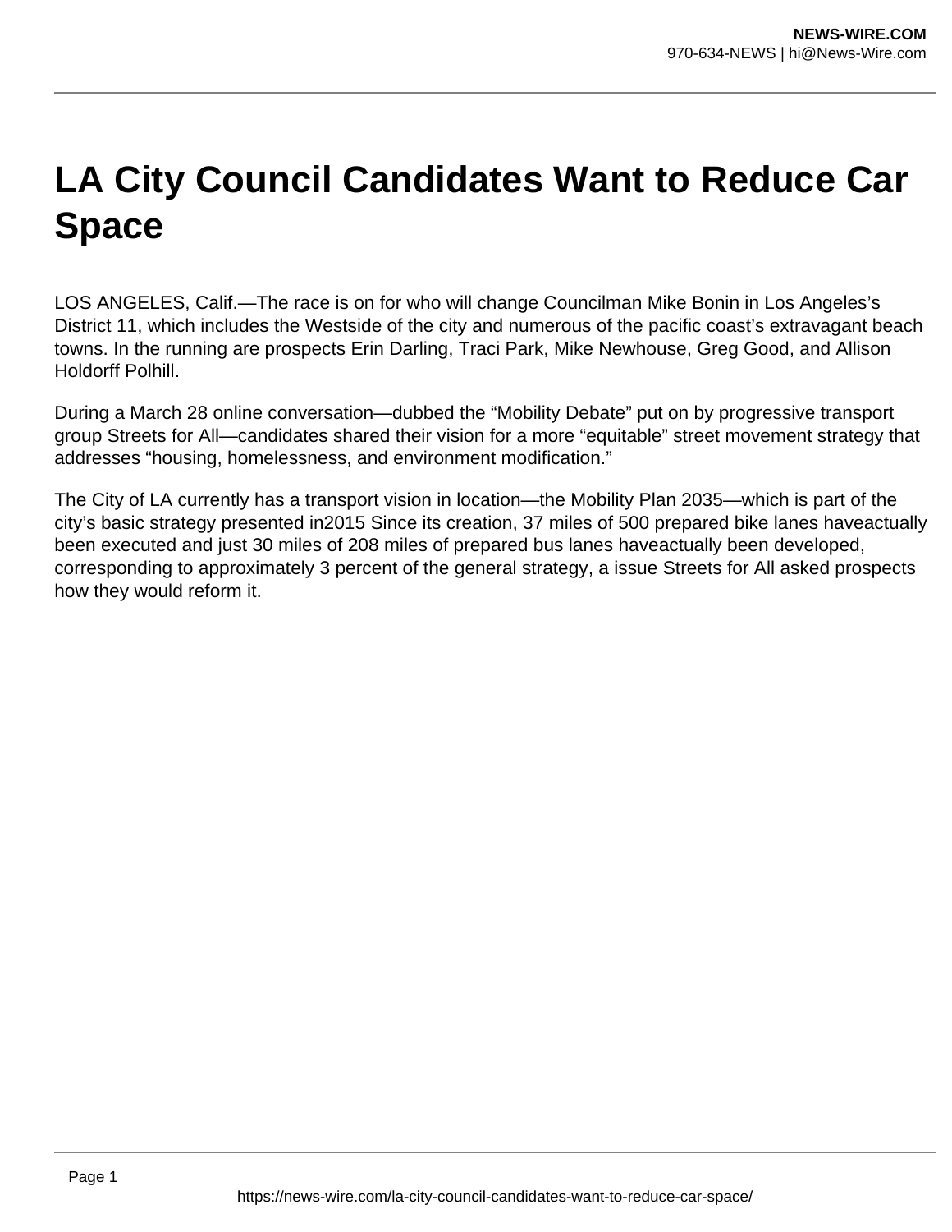# LA City Council Candidates Want to Reduce Car Space

LOS ANGELES, Calif.—The race is on for who will change Councilman Mike Bonin in Los Angeles's District 11, which includes the Westside of the city and numerous of the pacific coast's extravagant beach towns. In the running are prospects Erin Darling, Traci Park, Mike Newhouse, Greg Good, and Allison Holdorff Polhill.

During a March 28 online conversation—dubbed the "Mobility Debate" put on by progressive transport group Streets for All—candidates shared their vision for a more "equitable" street movement strategy that addresses "housing, homelessness, and environment modification."

The City of LA currently has a transport vision in location—the Mobility Plan 2035—which is part of the city's basic strategy presented in2015 Since its creation, 37 miles of 500 prepared bike lanes haveactually been executed and just 30 miles of 208 miles of prepared bus lanes haveactually been developed, corresponding to approximately 3 percent of the general strategy, a issue Streets for All asked prospects how they would reform it.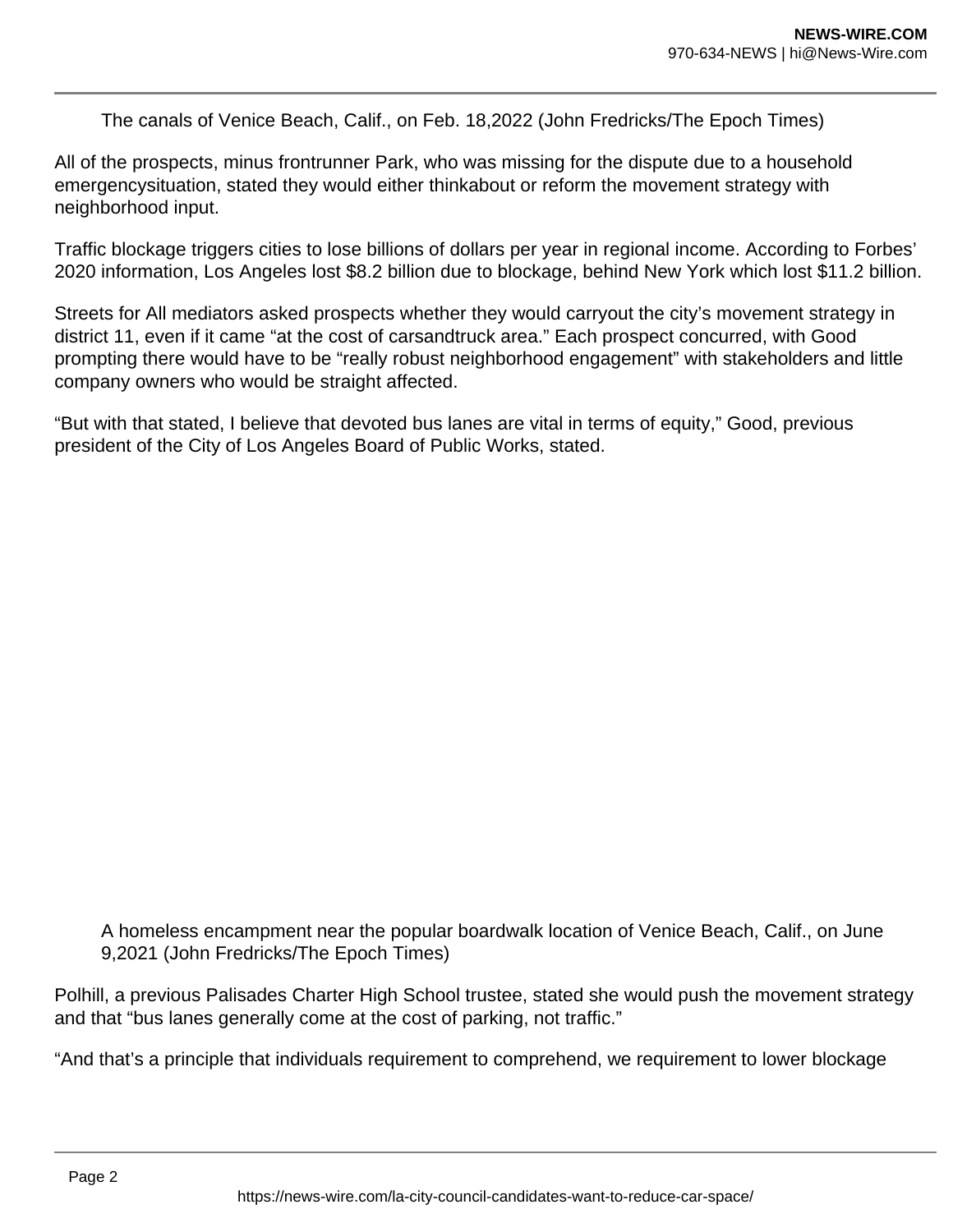The canals of Venice Beach, Calif., on Feb. 18,2022 (John Fredricks/The Epoch Times)

All of the prospects, minus frontrunner Park, who was missing for the dispute due to a household emergencysituation, stated they would either thinkabout or reform the movement strategy with neighborhood input.

Traffic blockage triggers cities to lose billions of dollars per year in regional income. According to Forbes' 2020 information, Los Angeles lost $8.2 billion due to blockage, behind New York which lost $11.2 billion.

Streets for All mediators asked prospects whether they would carryout the city's movement strategy in district 11, even if it came "at the cost of carsandtruck area." Each prospect concurred, with Good prompting there would have to be "really robust neighborhood engagement" with stakeholders and little company owners who would be straight affected.

"But with that stated, I believe that devoted bus lanes are vital in terms of equity," Good, previous president of the City of Los Angeles Board of Public Works, stated.

A homeless encampment near the popular boardwalk location of Venice Beach, Calif., on June 9,2021 (John Fredricks/The Epoch Times)

Polhill, a previous Palisades Charter High School trustee, stated she would push the movement strategy and that "bus lanes generally come at the cost of parking, not traffic."

"And that's a principle that individuals requirement to comprehend, we requirement to lower blockage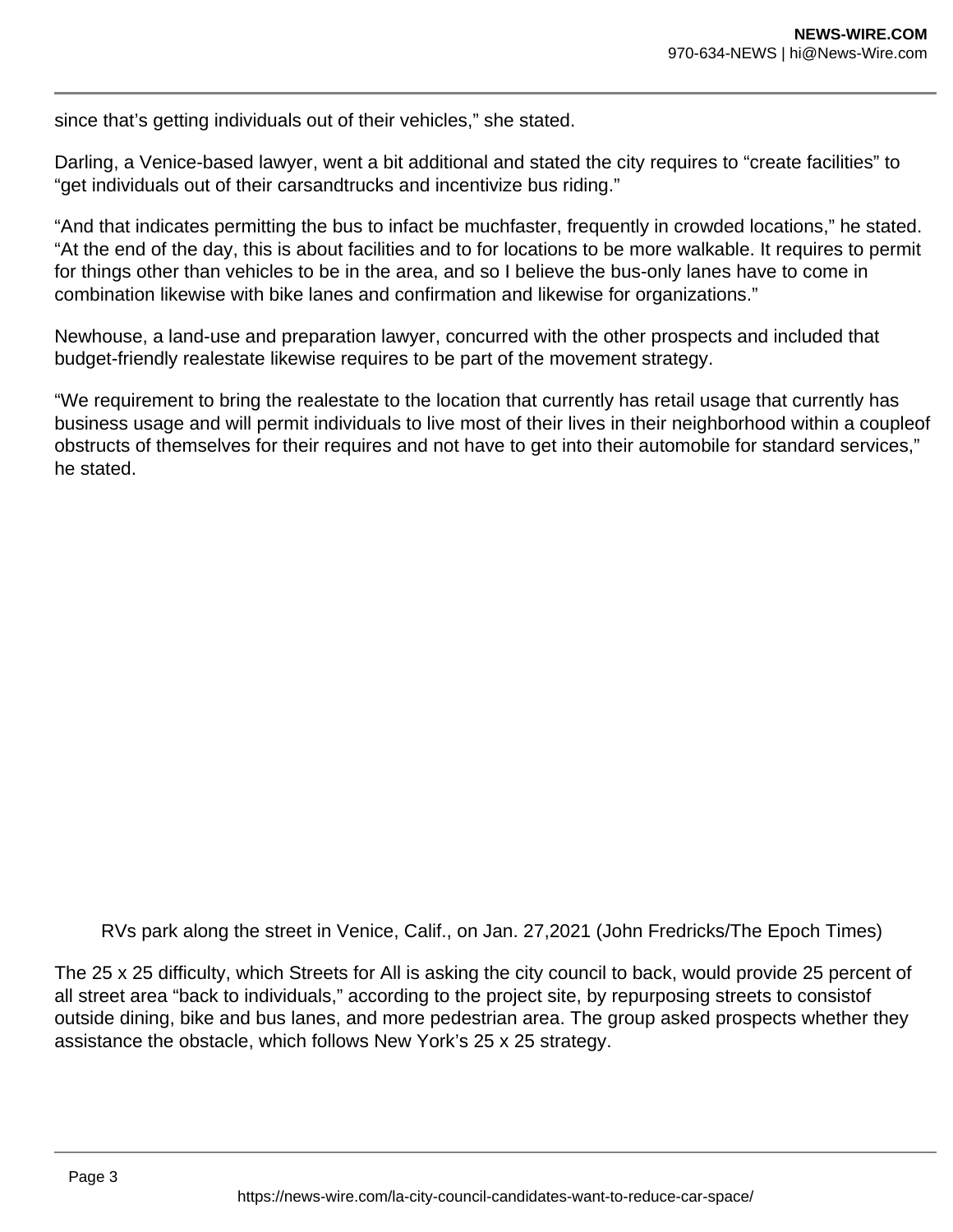since that’s getting individuals out of their vehicles,” she stated.

Darling, a Venice-based lawyer, went a bit additional and stated the city requires to “create facilities” to “get individuals out of their carsandtrucks and incentivize bus riding.”

“And that indicates permitting the bus to infact be muchfaster, frequently in crowded locations,” he stated. “At the end of the day, this is about facilities and to for locations to be more walkable. It requires to permit for things other than vehicles to be in the area, and so I believe the bus-only lanes have to come in combination likewise with bike lanes and confirmation and likewise for organizations.”

Newhouse, a land-use and preparation lawyer, concurred with the other prospects and included that budget-friendly realestate likewise requires to be part of the movement strategy.

“We requirement to bring the realestate to the location that currently has retail usage that currently has business usage and will permit individuals to live most of their lives in their neighborhood within a coupleof obstructs of themselves for their requires and not have to get into their automobile for standard services,” he stated.

RVs park along the street in Venice, Calif., on Jan. 27,2021 (John Fredricks/The Epoch Times)

The 25 x 25 difficulty, which Streets for All is asking the city council to back, would provide 25 percent of all street area “back to individuals,” according to the project site, by repurposing streets to consistof outside dining, bike and bus lanes, and more pedestrian area. The group asked prospects whether they assistance the obstacle, which follows New York’s 25 x 25 strategy.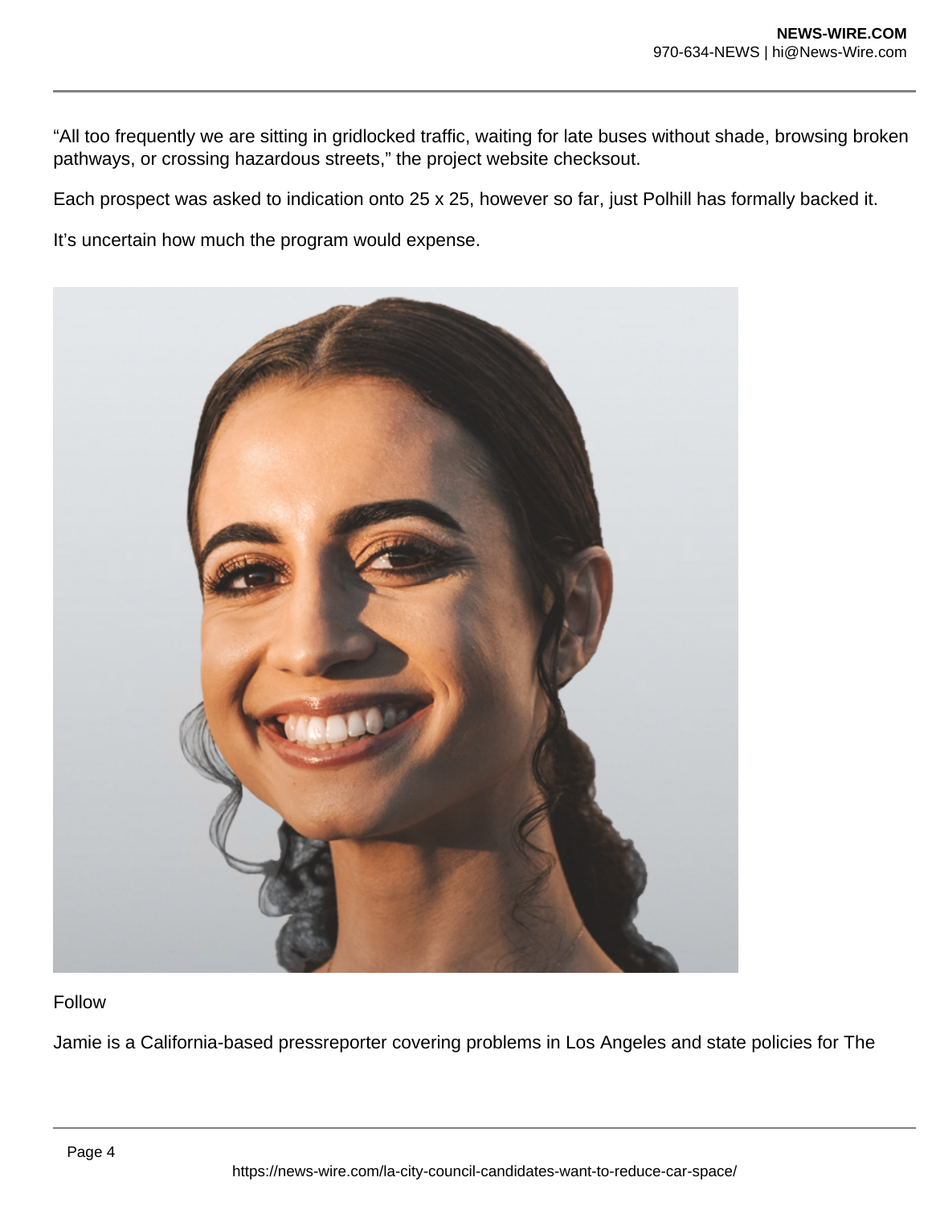“All too frequently we are sitting in gridlocked traffic, waiting for late buses without shade, browsing broken pathways, or crossing hazardous streets,” the project website checksout.

Each prospect was asked to indication onto 25 x 25, however so far, just Polhill has formally backed it.

It’s uncertain how much the program would expense.

Follow

Jamie is a California-based pressreporter covering problems in Los Angeles and state policies for The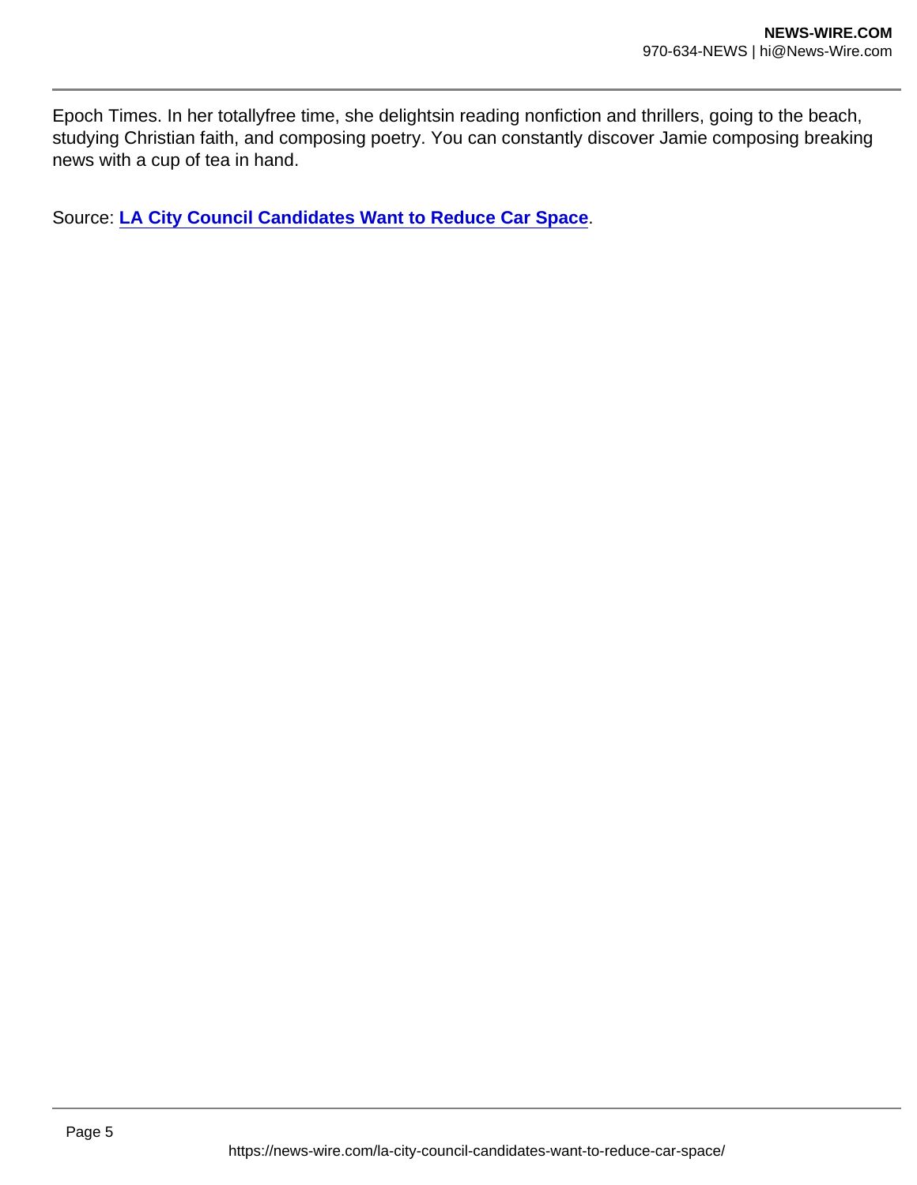Epoch Times. In her totallyfree time, she delightsin reading nonfiction and thrillers, going to the beach, studying Christian faith, and composing poetry. You can constantly discover Jamie composing breaking news with a cup of tea in hand.

Source: **[LA City Council Candidates Want to Reduce Car Space](https://news-wire.com/la-city-council-candidates-want-to-reduce-car-space/)**.